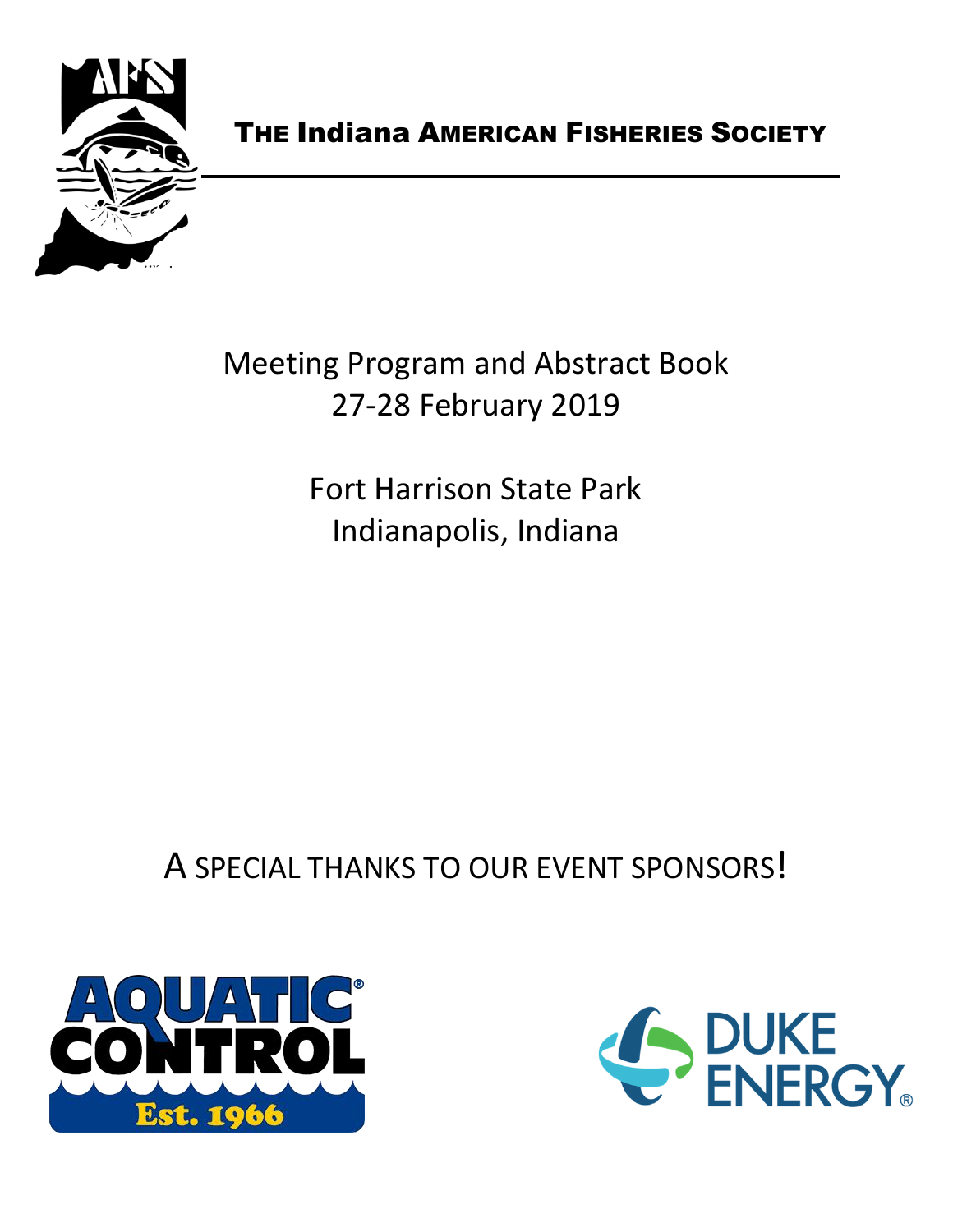# The Indiana American Fisheries Society

Meeting Program and Abstract Book
27-28 February 2019

Fort Harrison State Park
Indianapolis, Indiana

A SPECIAL THANKS TO OUR EVENT SPONSORS!

AQUATIC CONTROL
Est. 1966

DUKE ENERGY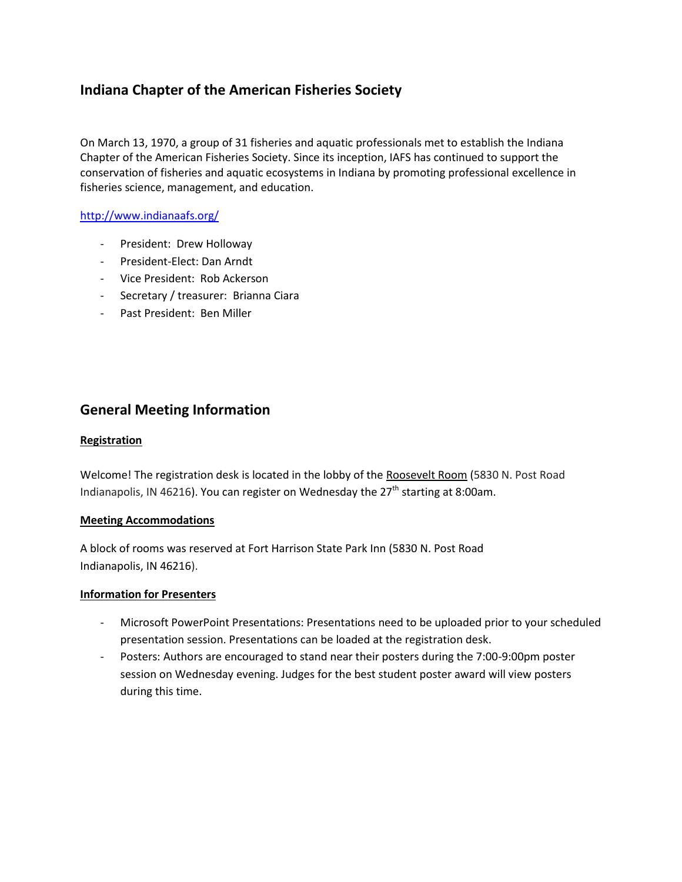## Indiana Chapter of the American Fisheries Society

On March 13, 1970, a group of 31 fisheries and aquatic professionals met to establish the Indiana Chapter of the American Fisheries Society. Since its inception, IAFS has continued to support the conservation of fisheries and aquatic ecosystems in Indiana by promoting professional excellence in fisheries science, management, and education.

http://www.indianaafs.org/

- President: Drew Holloway
- President-Elect: Dan Arndt
- Vice President: Rob Ackerson
- Secretary / treasurer: Brianna Ciara
- Past President: Ben Miller

## General Meeting Information

**Registration**

Welcome! The registration desk is located in the lobby of the Roosevelt Room (5830 N. Post Road Indianapolis, IN 46216). You can register on Wednesday the 27th starting at 8:00am.

**Meeting Accommodations**

A block of rooms was reserved at Fort Harrison State Park Inn (5830 N. Post Road Indianapolis, IN 46216).

**Information for Presenters**

- Microsoft PowerPoint Presentations: Presentations need to be uploaded prior to your scheduled presentation session. Presentations can be loaded at the registration desk.
- Posters: Authors are encouraged to stand near their posters during the 7:00-9:00pm poster session on Wednesday evening. Judges for the best student poster award will view posters during this time.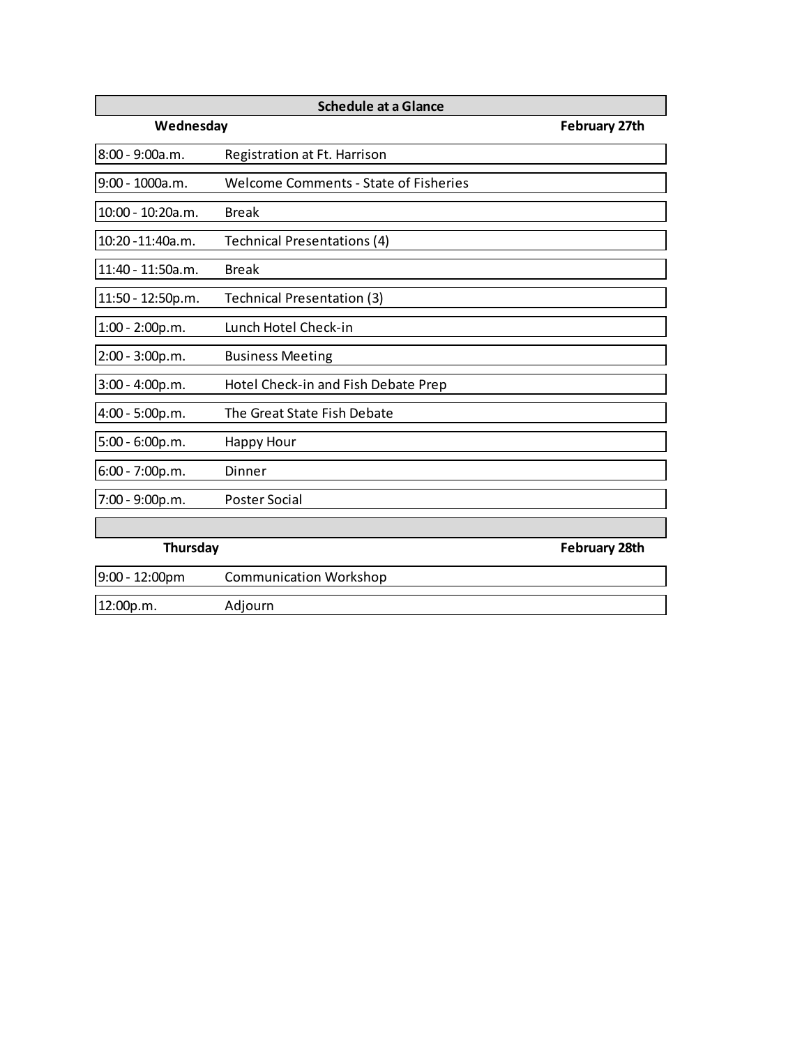## Schedule at a Glance

| Wednesday | | February 27th |
|---|---|---|
| 8:00 - 9:00a.m. | Registration at Ft. Harrison | |
| 9:00 - 1000a.m. | Welcome Comments - State of Fisheries | |
| 10:00 - 10:20a.m. | Break | |
| 10:20 -11:40a.m. | Technical Presentations (4) | |
| 11:40 - 11:50a.m. | Break | |
| 11:50 - 12:50p.m. | Technical Presentation (3) | |
| 1:00 - 2:00p.m. | Lunch Hotel Check-in | |
| 2:00 - 3:00p.m. | Business Meeting | |
| 3:00 - 4:00p.m. | Hotel Check-in and Fish Debate Prep | |
| 4:00 - 5:00p.m. | The Great State Fish Debate | |
| 5:00 - 6:00p.m. | Happy Hour | |
| 6:00 - 7:00p.m. | Dinner | |
| 7:00 - 9:00p.m. | Poster Social | |

| Thursday | | February 28th |
|---|---|---|
| 9:00 - 12:00pm | Communication Workshop | |
| 12:00p.m. | Adjourn | |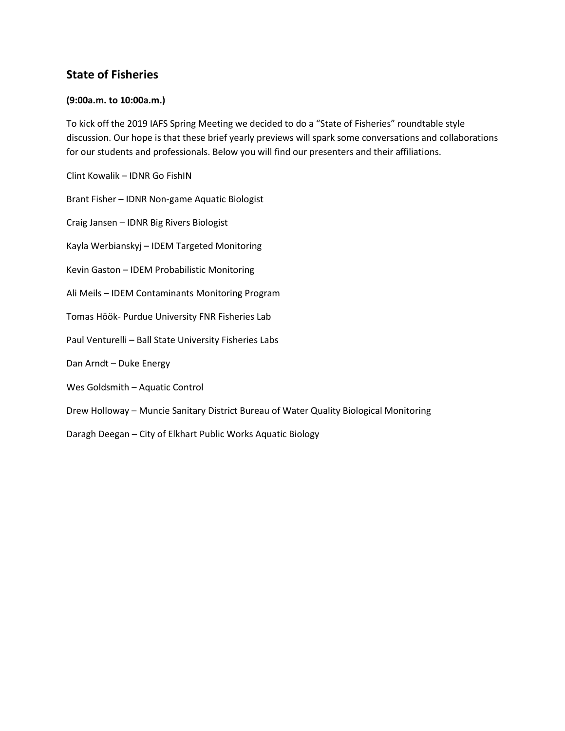## State of Fisheries

**(9:00a.m. to 10:00a.m.)**

To kick off the 2019 IAFS Spring Meeting we decided to do a "State of Fisheries" roundtable style discussion. Our hope is that these brief yearly previews will spark some conversations and collaborations for our students and professionals. Below you will find our presenters and their affiliations.

Clint Kowalik – IDNR Go FishIN

Brant Fisher – IDNR Non-game Aquatic Biologist

Craig Jansen – IDNR Big Rivers Biologist

Kayla Werbianskyj – IDEM Targeted Monitoring

Kevin Gaston – IDEM Probabilistic Monitoring

Ali Meils – IDEM Contaminants Monitoring Program

Tomas Höök- Purdue University FNR Fisheries Lab

Paul Venturelli – Ball State University Fisheries Labs

Dan Arndt – Duke Energy

Wes Goldsmith – Aquatic Control

Drew Holloway – Muncie Sanitary District Bureau of Water Quality Biological Monitoring

Daragh Deegan – City of Elkhart Public Works Aquatic Biology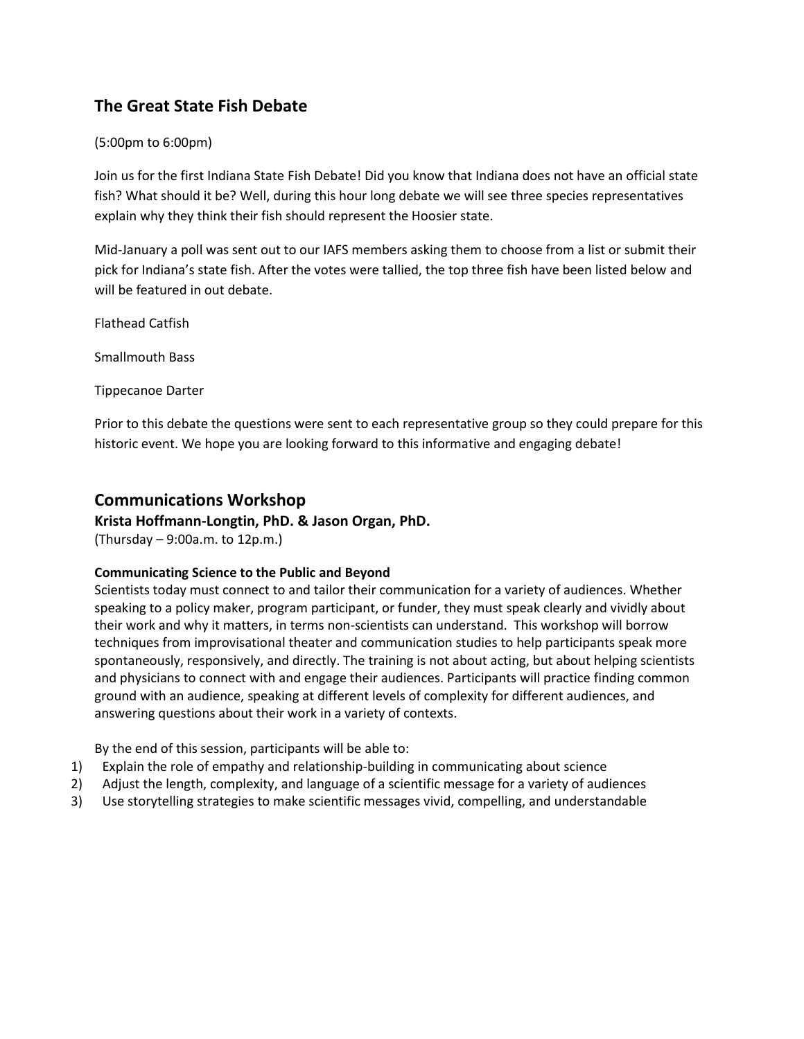## The Great State Fish Debate

(5:00pm to 6:00pm)

Join us for the first Indiana State Fish Debate! Did you know that Indiana does not have an official state fish? What should it be? Well, during this hour long debate we will see three species representatives explain why they think their fish should represent the Hoosier state.

Mid-January a poll was sent out to our IAFS members asking them to choose from a list or submit their pick for Indiana's state fish. After the votes were tallied, the top three fish have been listed below and will be featured in out debate.

Flathead Catfish

Smallmouth Bass

Tippecanoe Darter

Prior to this debate the questions were sent to each representative group so they could prepare for this historic event. We hope you are looking forward to this informative and engaging debate!

## Communications Workshop

**Krista Hoffmann-Longtin, PhD. & Jason Organ, PhD.**

(Thursday – 9:00a.m. to 12p.m.)

**Communicating Science to the Public and Beyond**

Scientists today must connect to and tailor their communication for a variety of audiences. Whether speaking to a policy maker, program participant, or funder, they must speak clearly and vividly about their work and why it matters, in terms non-scientists can understand. This workshop will borrow techniques from improvisational theater and communication studies to help participants speak more spontaneously, responsively, and directly. The training is not about acting, but about helping scientists and physicians to connect with and engage their audiences. Participants will practice finding common ground with an audience, speaking at different levels of complexity for different audiences, and answering questions about their work in a variety of contexts.

By the end of this session, participants will be able to:

1) Explain the role of empathy and relationship-building in communicating about science
2) Adjust the length, complexity, and language of a scientific message for a variety of audiences
3) Use storytelling strategies to make scientific messages vivid, compelling, and understandable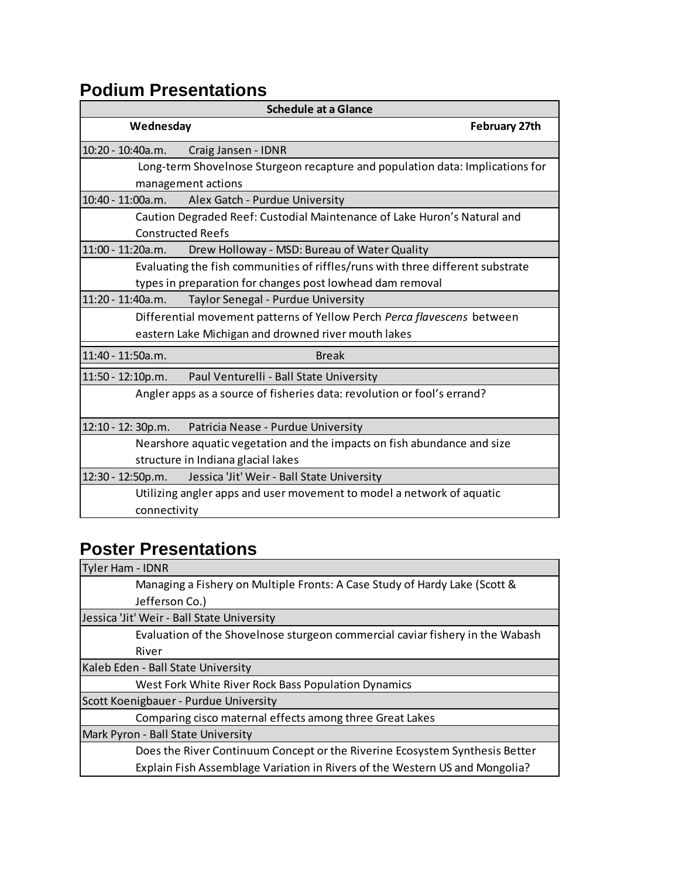## Podium Presentations

| Schedule at a Glance | |
|---|---|
| **Wednesday** | **February 27th** |
| 10:20 - 10:40a.m. | Craig Jansen - IDNR |
| | Long-term Shovelnose Sturgeon recapture and population data: Implications for management actions |
| 10:40 - 11:00a.m. | Alex Gatch - Purdue University |
| | Caution Degraded Reef: Custodial Maintenance of Lake Huron's Natural and Constructed Reefs |
| 11:00 - 11:20a.m. | Drew Holloway - MSD: Bureau of Water Quality |
| | Evaluating the fish communities of riffles/runs with three different substrate types in preparation for changes post lowhead dam removal |
| 11:20 - 11:40a.m. | Taylor Senegal - Purdue University |
| | Differential movement patterns of Yellow Perch *Perca flavescens* between eastern Lake Michigan and drowned river mouth lakes |
| 11:40 - 11:50a.m. | Break |
| 11:50 - 12:10p.m. | Paul Venturelli - Ball State University |
| | Angler apps as a source of fisheries data: revolution or fool's errand? |
| 12:10 - 12: 30p.m. | Patricia Nease - Purdue University |
| | Nearshore aquatic vegetation and the impacts on fish abundance and size structure in Indiana glacial lakes |
| 12:30 - 12:50p.m. | Jessica 'Jit' Weir - Ball State University |
| | Utilizing angler apps and user movement to model a network of aquatic connectivity |

## Poster Presentations

| | |
|---|---|
| Tyler Ham - IDNR | |
| | Managing a Fishery on Multiple Fronts: A Case Study of Hardy Lake (Scott & Jefferson Co.) |
| Jessica 'Jit' Weir - Ball State University | |
| | Evaluation of the Shovelnose sturgeon commercial caviar fishery in the Wabash River |
| Kaleb Eden - Ball State University | |
| | West Fork White River Rock Bass Population Dynamics |
| Scott Koenigbauer - Purdue University | |
| | Comparing cisco maternal effects among three Great Lakes |
| Mark Pyron - Ball State University | |
| | Does the River Continuum Concept or the Riverine Ecosystem Synthesis Better Explain Fish Assemblage Variation in Rivers of the Western US and Mongolia? |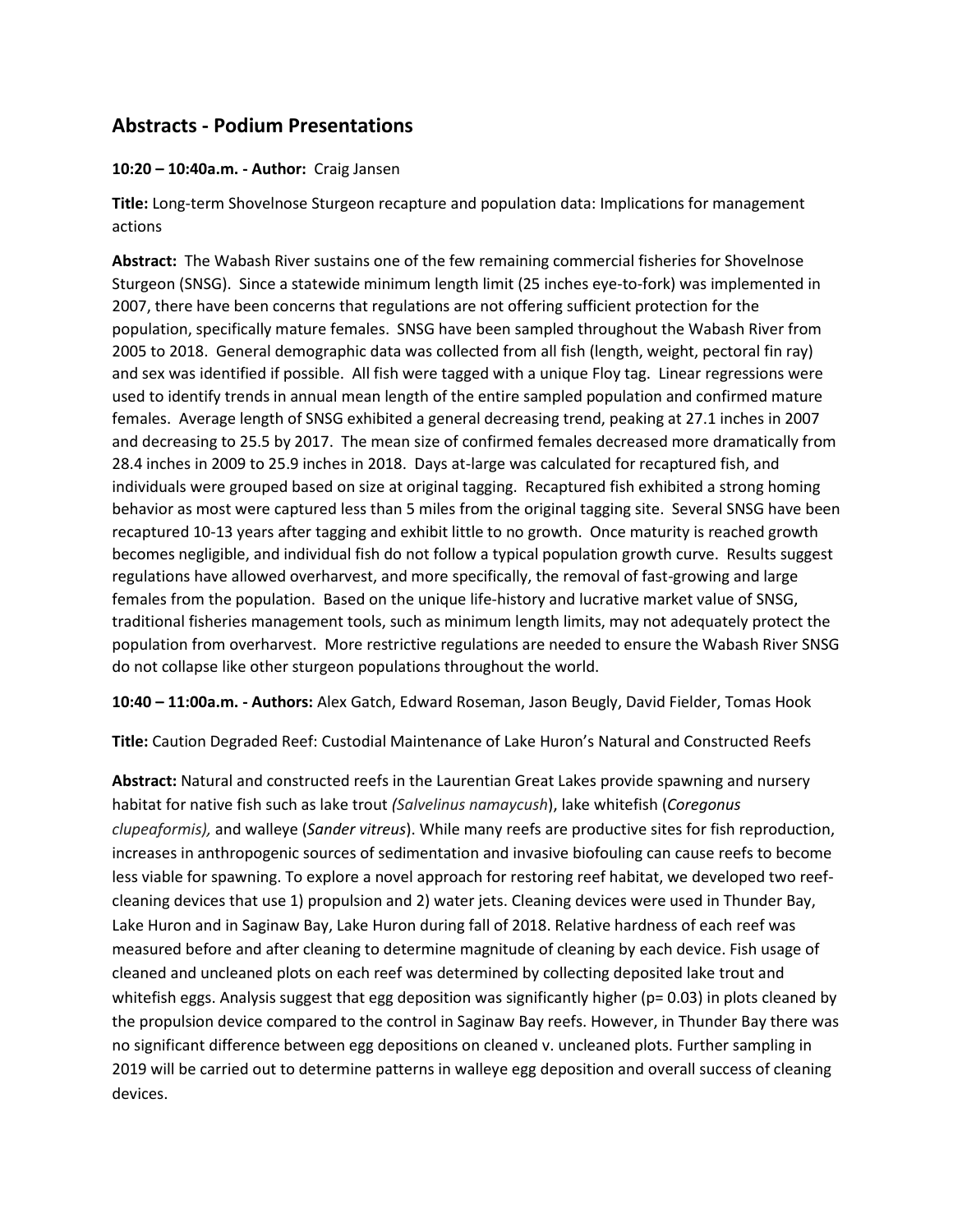## Abstracts - Podium Presentations

**10:20 – 10:40a.m. - Author:** Craig Jansen

**Title:** Long-term Shovelnose Sturgeon recapture and population data: Implications for management actions

**Abstract:** The Wabash River sustains one of the few remaining commercial fisheries for Shovelnose Sturgeon (SNSG). Since a statewide minimum length limit (25 inches eye-to-fork) was implemented in 2007, there have been concerns that regulations are not offering sufficient protection for the population, specifically mature females. SNSG have been sampled throughout the Wabash River from 2005 to 2018. General demographic data was collected from all fish (length, weight, pectoral fin ray) and sex was identified if possible. All fish were tagged with a unique Floy tag. Linear regressions were used to identify trends in annual mean length of the entire sampled population and confirmed mature females. Average length of SNSG exhibited a general decreasing trend, peaking at 27.1 inches in 2007 and decreasing to 25.5 by 2017. The mean size of confirmed females decreased more dramatically from 28.4 inches in 2009 to 25.9 inches in 2018. Days at-large was calculated for recaptured fish, and individuals were grouped based on size at original tagging. Recaptured fish exhibited a strong homing behavior as most were captured less than 5 miles from the original tagging site. Several SNSG have been recaptured 10-13 years after tagging and exhibit little to no growth. Once maturity is reached growth becomes negligible, and individual fish do not follow a typical population growth curve. Results suggest regulations have allowed overharvest, and more specifically, the removal of fast-growing and large females from the population. Based on the unique life-history and lucrative market value of SNSG, traditional fisheries management tools, such as minimum length limits, may not adequately protect the population from overharvest. More restrictive regulations are needed to ensure the Wabash River SNSG do not collapse like other sturgeon populations throughout the world.

**10:40 – 11:00a.m. - Authors:** Alex Gatch, Edward Roseman, Jason Beugly, David Fielder, Tomas Hook

**Title:** Caution Degraded Reef: Custodial Maintenance of Lake Huron's Natural and Constructed Reefs

**Abstract:** Natural and constructed reefs in the Laurentian Great Lakes provide spawning and nursery habitat for native fish such as lake trout *(Salvelinus namaycush*), lake whitefish (*Coregonus clupeaformis),* and walleye (*Sander vitreus*). While many reefs are productive sites for fish reproduction, increases in anthropogenic sources of sedimentation and invasive biofouling can cause reefs to become less viable for spawning. To explore a novel approach for restoring reef habitat, we developed two reef-cleaning devices that use 1) propulsion and 2) water jets. Cleaning devices were used in Thunder Bay, Lake Huron and in Saginaw Bay, Lake Huron during fall of 2018. Relative hardness of each reef was measured before and after cleaning to determine magnitude of cleaning by each device. Fish usage of cleaned and uncleaned plots on each reef was determined by collecting deposited lake trout and whitefish eggs. Analysis suggest that egg deposition was significantly higher ($p= 0.03$) in plots cleaned by the propulsion device compared to the control in Saginaw Bay reefs. However, in Thunder Bay there was no significant difference between egg depositions on cleaned v. uncleaned plots. Further sampling in 2019 will be carried out to determine patterns in walleye egg deposition and overall success of cleaning devices.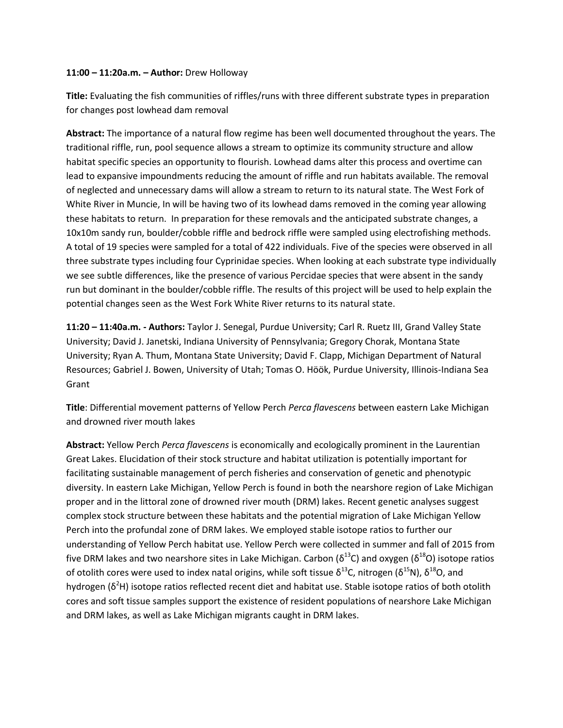**11:00 – 11:20a.m. – Author:** Drew Holloway

**Title:** Evaluating the fish communities of riffles/runs with three different substrate types in preparation for changes post lowhead dam removal

**Abstract:** The importance of a natural flow regime has been well documented throughout the years. The traditional riffle, run, pool sequence allows a stream to optimize its community structure and allow habitat specific species an opportunity to flourish. Lowhead dams alter this process and overtime can lead to expansive impoundments reducing the amount of riffle and run habitats available. The removal of neglected and unnecessary dams will allow a stream to return to its natural state. The West Fork of White River in Muncie, In will be having two of its lowhead dams removed in the coming year allowing these habitats to return. In preparation for these removals and the anticipated substrate changes, a 10x10m sandy run, boulder/cobble riffle and bedrock riffle were sampled using electrofishing methods. A total of 19 species were sampled for a total of 422 individuals. Five of the species were observed in all three substrate types including four Cyprinidae species. When looking at each substrate type individually we see subtle differences, like the presence of various Percidae species that were absent in the sandy run but dominant in the boulder/cobble riffle. The results of this project will be used to help explain the potential changes seen as the West Fork White River returns to its natural state.

**11:20 – 11:40a.m. - Authors:** Taylor J. Senegal, Purdue University; Carl R. Ruetz III, Grand Valley State University; David J. Janetski, Indiana University of Pennsylvania; Gregory Chorak, Montana State University; Ryan A. Thum, Montana State University; David F. Clapp, Michigan Department of Natural Resources; Gabriel J. Bowen, University of Utah; Tomas O. Höök, Purdue University, Illinois-Indiana Sea Grant

**Title**: Differential movement patterns of Yellow Perch *Perca flavescens* between eastern Lake Michigan and drowned river mouth lakes

**Abstract:** Yellow Perch *Perca flavescens* is economically and ecologically prominent in the Laurentian Great Lakes. Elucidation of their stock structure and habitat utilization is potentially important for facilitating sustainable management of perch fisheries and conservation of genetic and phenotypic diversity. In eastern Lake Michigan, Yellow Perch is found in both the nearshore region of Lake Michigan proper and in the littoral zone of drowned river mouth (DRM) lakes. Recent genetic analyses suggest complex stock structure between these habitats and the potential migration of Lake Michigan Yellow Perch into the profundal zone of DRM lakes. We employed stable isotope ratios to further our understanding of Yellow Perch habitat use. Yellow Perch were collected in summer and fall of 2015 from five DRM lakes and two nearshore sites in Lake Michigan. Carbon ($\delta^{13}C$) and oxygen ($\delta^{18}O$) isotope ratios of otolith cores were used to index natal origins, while soft tissue $\delta^{13}C$, nitrogen ($\delta^{15}N$), $\delta^{18}O$, and hydrogen ($\delta^{2}H$) isotope ratios reflected recent diet and habitat use. Stable isotope ratios of both otolith cores and soft tissue samples support the existence of resident populations of nearshore Lake Michigan and DRM lakes, as well as Lake Michigan migrants caught in DRM lakes.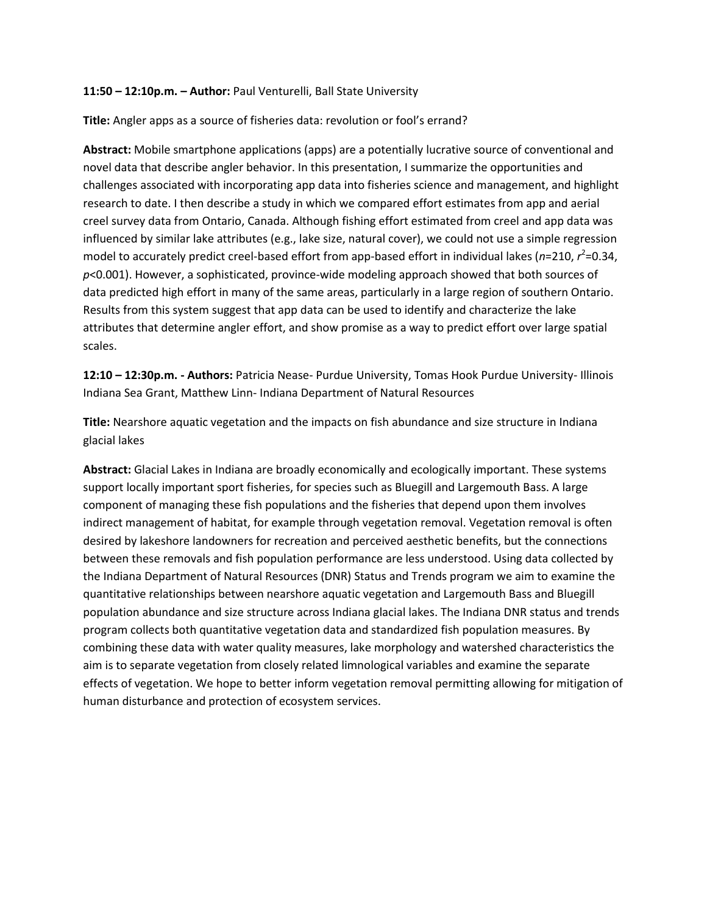**11:50 – 12:10p.m. – Author:** Paul Venturelli, Ball State University

**Title:** Angler apps as a source of fisheries data: revolution or fool's errand?

**Abstract:** Mobile smartphone applications (apps) are a potentially lucrative source of conventional and novel data that describe angler behavior. In this presentation, I summarize the opportunities and challenges associated with incorporating app data into fisheries science and management, and highlight research to date. I then describe a study in which we compared effort estimates from app and aerial creel survey data from Ontario, Canada. Although fishing effort estimated from creel and app data was influenced by similar lake attributes (e.g., lake size, natural cover), we could not use a simple regression model to accurately predict creel-based effort from app-based effort in individual lakes ($n$=210, $r^2$=0.34, $p$<0.001). However, a sophisticated, province-wide modeling approach showed that both sources of data predicted high effort in many of the same areas, particularly in a large region of southern Ontario. Results from this system suggest that app data can be used to identify and characterize the lake attributes that determine angler effort, and show promise as a way to predict effort over large spatial scales.

**12:10 – 12:30p.m. - Authors:** Patricia Nease- Purdue University, Tomas Hook Purdue University- Illinois Indiana Sea Grant, Matthew Linn- Indiana Department of Natural Resources

**Title:** Nearshore aquatic vegetation and the impacts on fish abundance and size structure in Indiana glacial lakes

**Abstract:** Glacial Lakes in Indiana are broadly economically and ecologically important. These systems support locally important sport fisheries, for species such as Bluegill and Largemouth Bass. A large component of managing these fish populations and the fisheries that depend upon them involves indirect management of habitat, for example through vegetation removal. Vegetation removal is often desired by lakeshore landowners for recreation and perceived aesthetic benefits, but the connections between these removals and fish population performance are less understood. Using data collected by the Indiana Department of Natural Resources (DNR) Status and Trends program we aim to examine the quantitative relationships between nearshore aquatic vegetation and Largemouth Bass and Bluegill population abundance and size structure across Indiana glacial lakes. The Indiana DNR status and trends program collects both quantitative vegetation data and standardized fish population measures. By combining these data with water quality measures, lake morphology and watershed characteristics the aim is to separate vegetation from closely related limnological variables and examine the separate effects of vegetation. We hope to better inform vegetation removal permitting allowing for mitigation of human disturbance and protection of ecosystem services.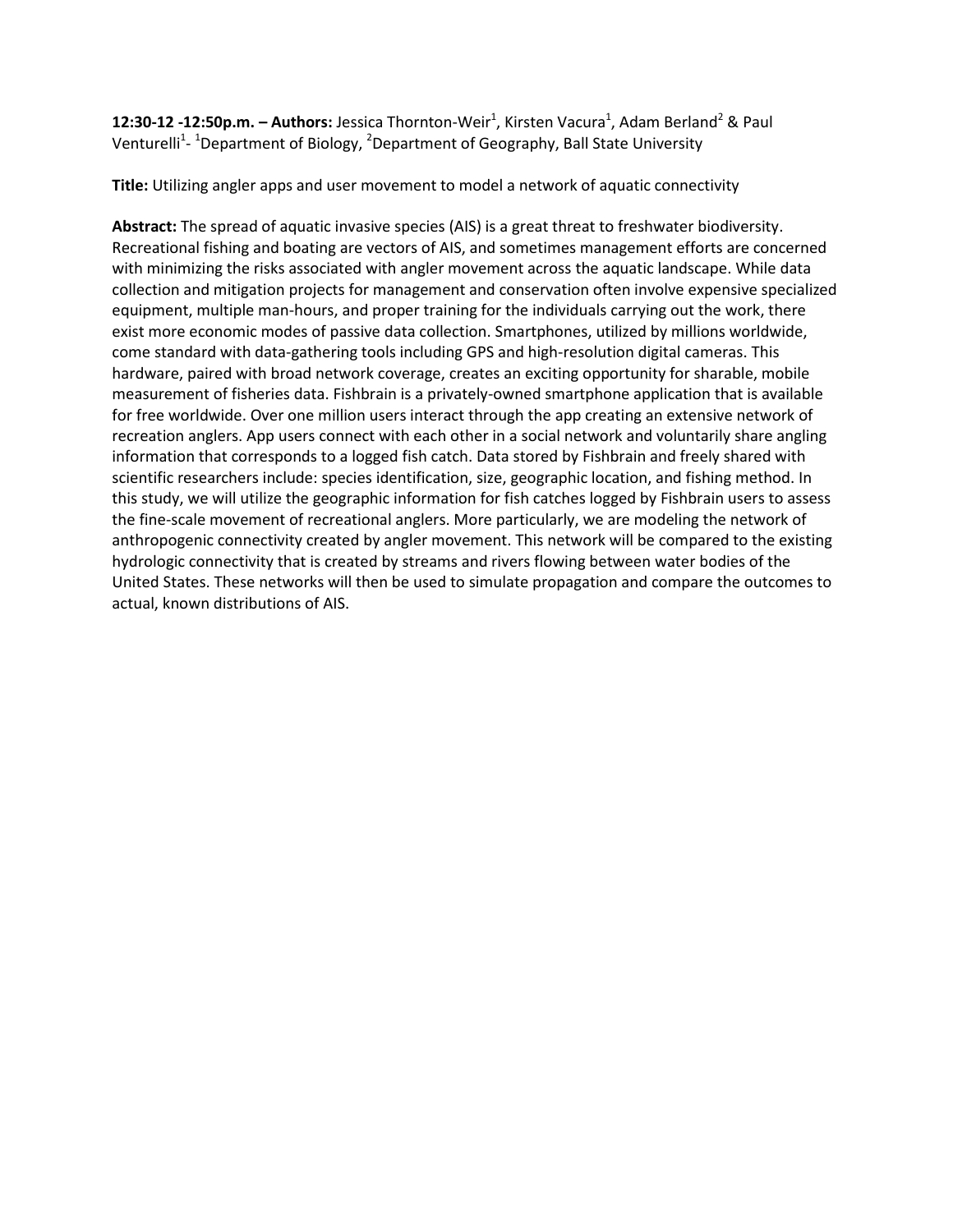**12:30-12 -12:50p.m. – Authors:** Jessica Thornton-Weir[1], Kirsten Vacura[1], Adam Berland[2] & Paul Venturelli[1]- [1]Department of Biology, [2]Department of Geography, Ball State University

**Title:** Utilizing angler apps and user movement to model a network of aquatic connectivity

**Abstract:** The spread of aquatic invasive species (AIS) is a great threat to freshwater biodiversity. Recreational fishing and boating are vectors of AIS, and sometimes management efforts are concerned with minimizing the risks associated with angler movement across the aquatic landscape. While data collection and mitigation projects for management and conservation often involve expensive specialized equipment, multiple man-hours, and proper training for the individuals carrying out the work, there exist more economic modes of passive data collection. Smartphones, utilized by millions worldwide, come standard with data-gathering tools including GPS and high-resolution digital cameras. This hardware, paired with broad network coverage, creates an exciting opportunity for sharable, mobile measurement of fisheries data. Fishbrain is a privately-owned smartphone application that is available for free worldwide. Over one million users interact through the app creating an extensive network of recreation anglers. App users connect with each other in a social network and voluntarily share angling information that corresponds to a logged fish catch. Data stored by Fishbrain and freely shared with scientific researchers include: species identification, size, geographic location, and fishing method. In this study, we will utilize the geographic information for fish catches logged by Fishbrain users to assess the fine-scale movement of recreational anglers. More particularly, we are modeling the network of anthropogenic connectivity created by angler movement. This network will be compared to the existing hydrologic connectivity that is created by streams and rivers flowing between water bodies of the United States. These networks will then be used to simulate propagation and compare the outcomes to actual, known distributions of AIS.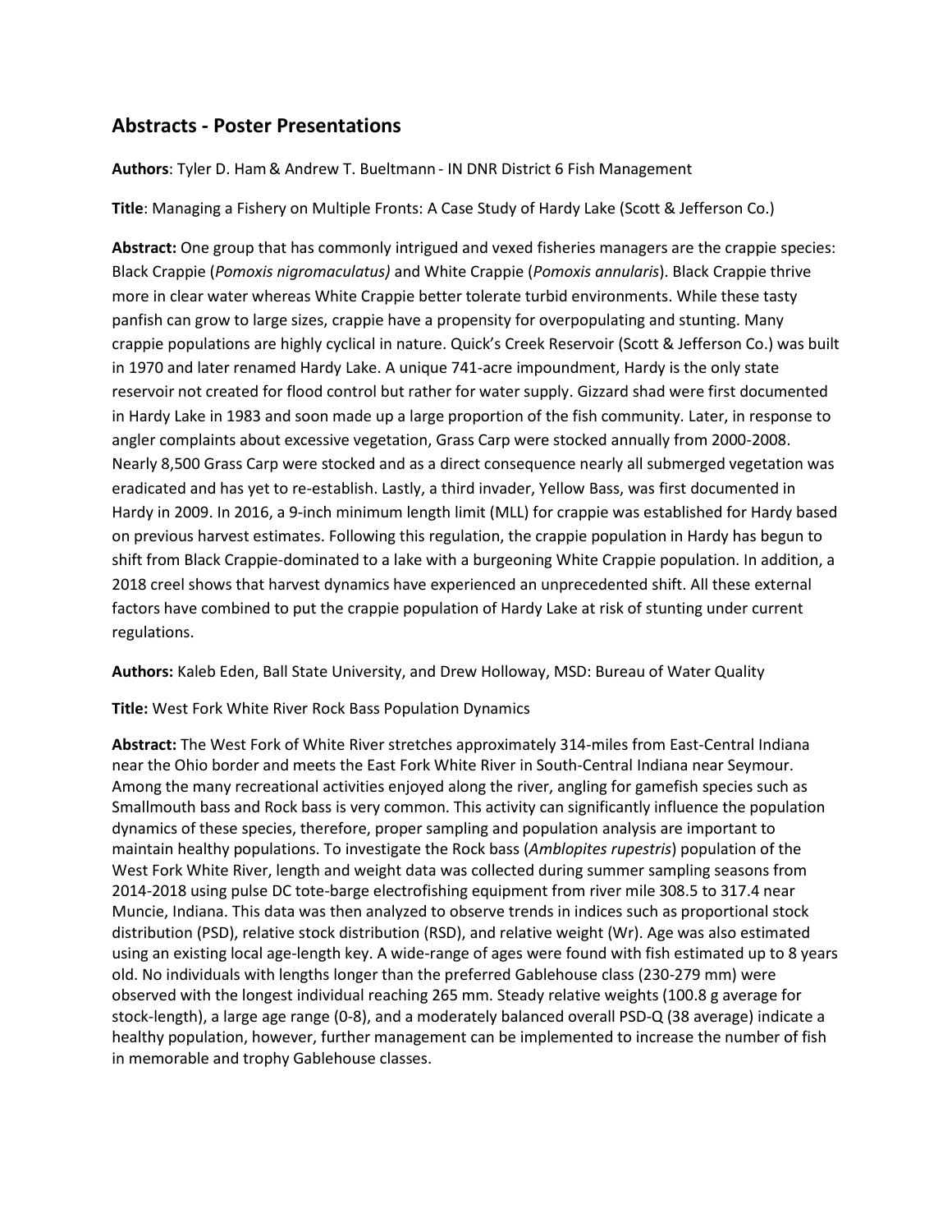## Abstracts - Poster Presentations

**Authors**: Tyler D. Ham & Andrew T. Bueltmann - IN DNR District 6 Fish Management

**Title**: Managing a Fishery on Multiple Fronts: A Case Study of Hardy Lake (Scott & Jefferson Co.)

**Abstract:** One group that has commonly intrigued and vexed fisheries managers are the crappie species: Black Crappie (*Pomoxis nigromaculatus)* and White Crappie (*Pomoxis annularis*). Black Crappie thrive more in clear water whereas White Crappie better tolerate turbid environments. While these tasty panfish can grow to large sizes, crappie have a propensity for overpopulating and stunting. Many crappie populations are highly cyclical in nature. Quick's Creek Reservoir (Scott & Jefferson Co.) was built in 1970 and later renamed Hardy Lake. A unique 741-acre impoundment, Hardy is the only state reservoir not created for flood control but rather for water supply. Gizzard shad were first documented in Hardy Lake in 1983 and soon made up a large proportion of the fish community. Later, in response to angler complaints about excessive vegetation, Grass Carp were stocked annually from 2000-2008. Nearly 8,500 Grass Carp were stocked and as a direct consequence nearly all submerged vegetation was eradicated and has yet to re-establish. Lastly, a third invader, Yellow Bass, was first documented in Hardy in 2009. In 2016, a 9-inch minimum length limit (MLL) for crappie was established for Hardy based on previous harvest estimates. Following this regulation, the crappie population in Hardy has begun to shift from Black Crappie-dominated to a lake with a burgeoning White Crappie population. In addition, a 2018 creel shows that harvest dynamics have experienced an unprecedented shift. All these external factors have combined to put the crappie population of Hardy Lake at risk of stunting under current regulations.

**Authors:** Kaleb Eden, Ball State University, and Drew Holloway, MSD: Bureau of Water Quality

**Title:** West Fork White River Rock Bass Population Dynamics

**Abstract:** The West Fork of White River stretches approximately 314-miles from East-Central Indiana near the Ohio border and meets the East Fork White River in South-Central Indiana near Seymour. Among the many recreational activities enjoyed along the river, angling for gamefish species such as Smallmouth bass and Rock bass is very common. This activity can significantly influence the population dynamics of these species, therefore, proper sampling and population analysis are important to maintain healthy populations. To investigate the Rock bass (*Amblopites rupestris*) population of the West Fork White River, length and weight data was collected during summer sampling seasons from 2014-2018 using pulse DC tote-barge electrofishing equipment from river mile 308.5 to 317.4 near Muncie, Indiana. This data was then analyzed to observe trends in indices such as proportional stock distribution (PSD), relative stock distribution (RSD), and relative weight (Wr). Age was also estimated using an existing local age-length key. A wide-range of ages were found with fish estimated up to 8 years old. No individuals with lengths longer than the preferred Gablehouse class (230-279 mm) were observed with the longest individual reaching 265 mm. Steady relative weights (100.8 g average for stock-length), a large age range (0-8), and a moderately balanced overall PSD-Q (38 average) indicate a healthy population, however, further management can be implemented to increase the number of fish in memorable and trophy Gablehouse classes.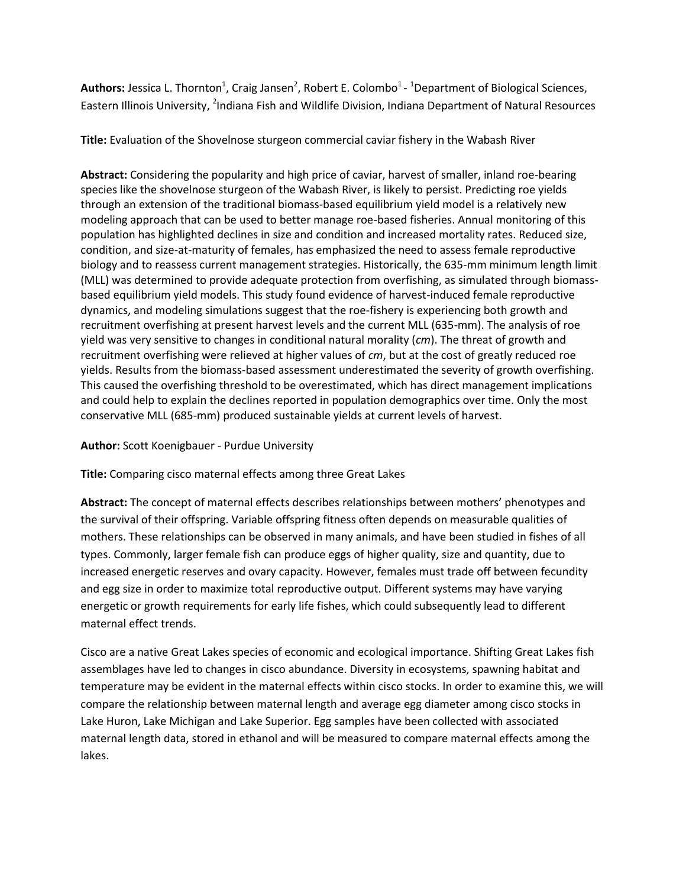**Authors:** Jessica L. Thornton[1], Craig Jansen[2], Robert E. Colombo[1] - [1]Department of Biological Sciences, Eastern Illinois University, [2]Indiana Fish and Wildlife Division, Indiana Department of Natural Resources

**Title:** Evaluation of the Shovelnose sturgeon commercial caviar fishery in the Wabash River

**Abstract:** Considering the popularity and high price of caviar, harvest of smaller, inland roe-bearing species like the shovelnose sturgeon of the Wabash River, is likely to persist. Predicting roe yields through an extension of the traditional biomass-based equilibrium yield model is a relatively new modeling approach that can be used to better manage roe-based fisheries. Annual monitoring of this population has highlighted declines in size and condition and increased mortality rates. Reduced size, condition, and size-at-maturity of females, has emphasized the need to assess female reproductive biology and to reassess current management strategies. Historically, the 635-mm minimum length limit (MLL) was determined to provide adequate protection from overfishing, as simulated through biomass-based equilibrium yield models. This study found evidence of harvest-induced female reproductive dynamics, and modeling simulations suggest that the roe-fishery is experiencing both growth and recruitment overfishing at present harvest levels and the current MLL (635-mm). The analysis of roe yield was very sensitive to changes in conditional natural morality (*cm*). The threat of growth and recruitment overfishing were relieved at higher values of *cm*, but at the cost of greatly reduced roe yields. Results from the biomass-based assessment underestimated the severity of growth overfishing. This caused the overfishing threshold to be overestimated, which has direct management implications and could help to explain the declines reported in population demographics over time. Only the most conservative MLL (685-mm) produced sustainable yields at current levels of harvest.

**Author:** Scott Koenigbauer - Purdue University

**Title:** Comparing cisco maternal effects among three Great Lakes

**Abstract:** The concept of maternal effects describes relationships between mothers' phenotypes and the survival of their offspring. Variable offspring fitness often depends on measurable qualities of mothers. These relationships can be observed in many animals, and have been studied in fishes of all types. Commonly, larger female fish can produce eggs of higher quality, size and quantity, due to increased energetic reserves and ovary capacity. However, females must trade off between fecundity and egg size in order to maximize total reproductive output. Different systems may have varying energetic or growth requirements for early life fishes, which could subsequently lead to different maternal effect trends.

Cisco are a native Great Lakes species of economic and ecological importance. Shifting Great Lakes fish assemblages have led to changes in cisco abundance. Diversity in ecosystems, spawning habitat and temperature may be evident in the maternal effects within cisco stocks. In order to examine this, we will compare the relationship between maternal length and average egg diameter among cisco stocks in Lake Huron, Lake Michigan and Lake Superior. Egg samples have been collected with associated maternal length data, stored in ethanol and will be measured to compare maternal effects among the lakes.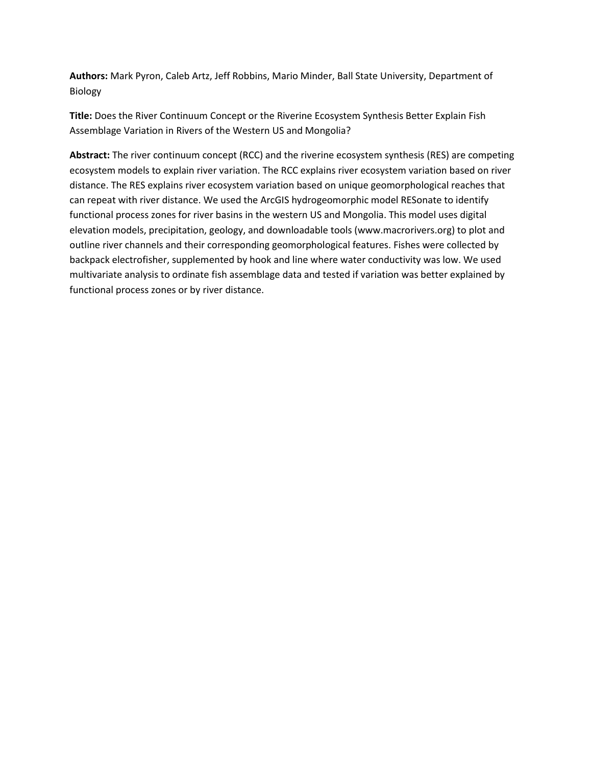**Authors:** Mark Pyron, Caleb Artz, Jeff Robbins, Mario Minder, Ball State University, Department of Biology

**Title:** Does the River Continuum Concept or the Riverine Ecosystem Synthesis Better Explain Fish Assemblage Variation in Rivers of the Western US and Mongolia?

**Abstract:** The river continuum concept (RCC) and the riverine ecosystem synthesis (RES) are competing ecosystem models to explain river variation. The RCC explains river ecosystem variation based on river distance. The RES explains river ecosystem variation based on unique geomorphological reaches that can repeat with river distance. We used the ArcGIS hydrogeomorphic model RESonate to identify functional process zones for river basins in the western US and Mongolia. This model uses digital elevation models, precipitation, geology, and downloadable tools (www.macrorivers.org) to plot and outline river channels and their corresponding geomorphological features. Fishes were collected by backpack electrofisher, supplemented by hook and line where water conductivity was low. We used multivariate analysis to ordinate fish assemblage data and tested if variation was better explained by functional process zones or by river distance.